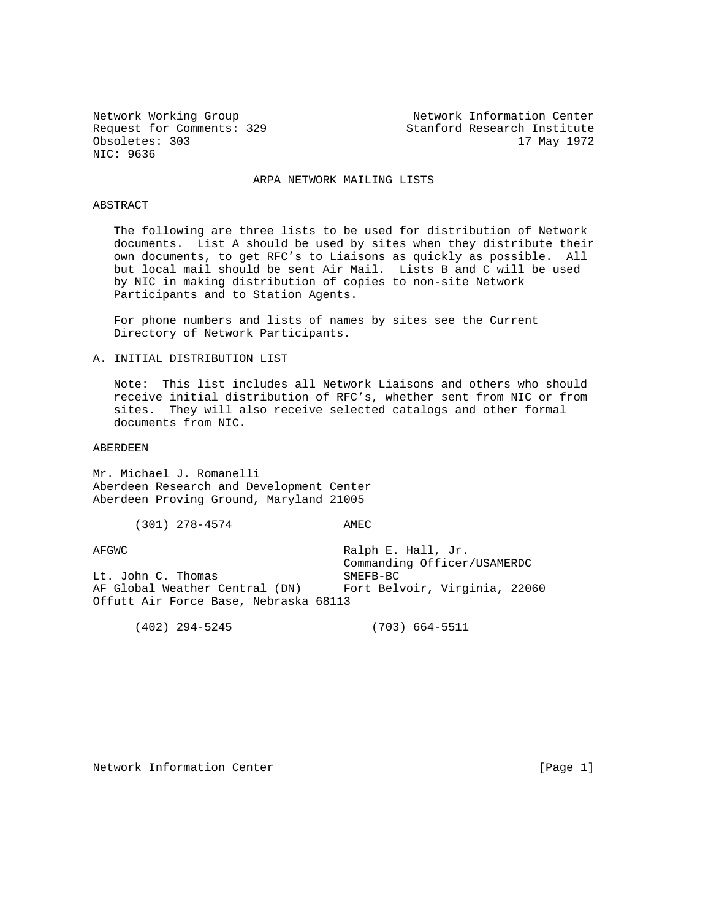Network Working Group — Network Information Center
Request for Comments: 329 — Stanford Research Institute
Obsoletes: 303 — 17 May 1972
NIC: 9636

# ARPA NETWORK MAILING LISTS

## ABSTRACT

The following are three lists to be used for distribution of Network documents. List A should be used by sites when they distribute their own documents, to get RFC's to Liaisons as quickly as possible. All but local mail should be sent Air Mail. Lists B and C will be used by NIC in making distribution of copies to non-site Network Participants and to Station Agents.

For phone numbers and lists of names by sites see the Current Directory of Network Participants.

## A. INITIAL DISTRIBUTION LIST

Note: This list includes all Network Liaisons and others who should receive initial distribution of RFC's, whether sent from NIC or from sites. They will also receive selected catalogs and other formal documents from NIC.

### ABERDEEN

Mr. Michael J. Romanelli
Aberdeen Research and Development Center
Aberdeen Proving Ground, Maryland 21005

(301) 278-4574

### AMEC

Ralph E. Hall, Jr.
Commanding Officer/USAMERDC
SMEFB-BC
Fort Belvoir, Virginia, 22060

(703) 664-5511

### AFGWC

Lt. John C. Thomas
AF Global Weather Central (DN)
Offutt Air Force Base, Nebraska 68113

(402) 294-5245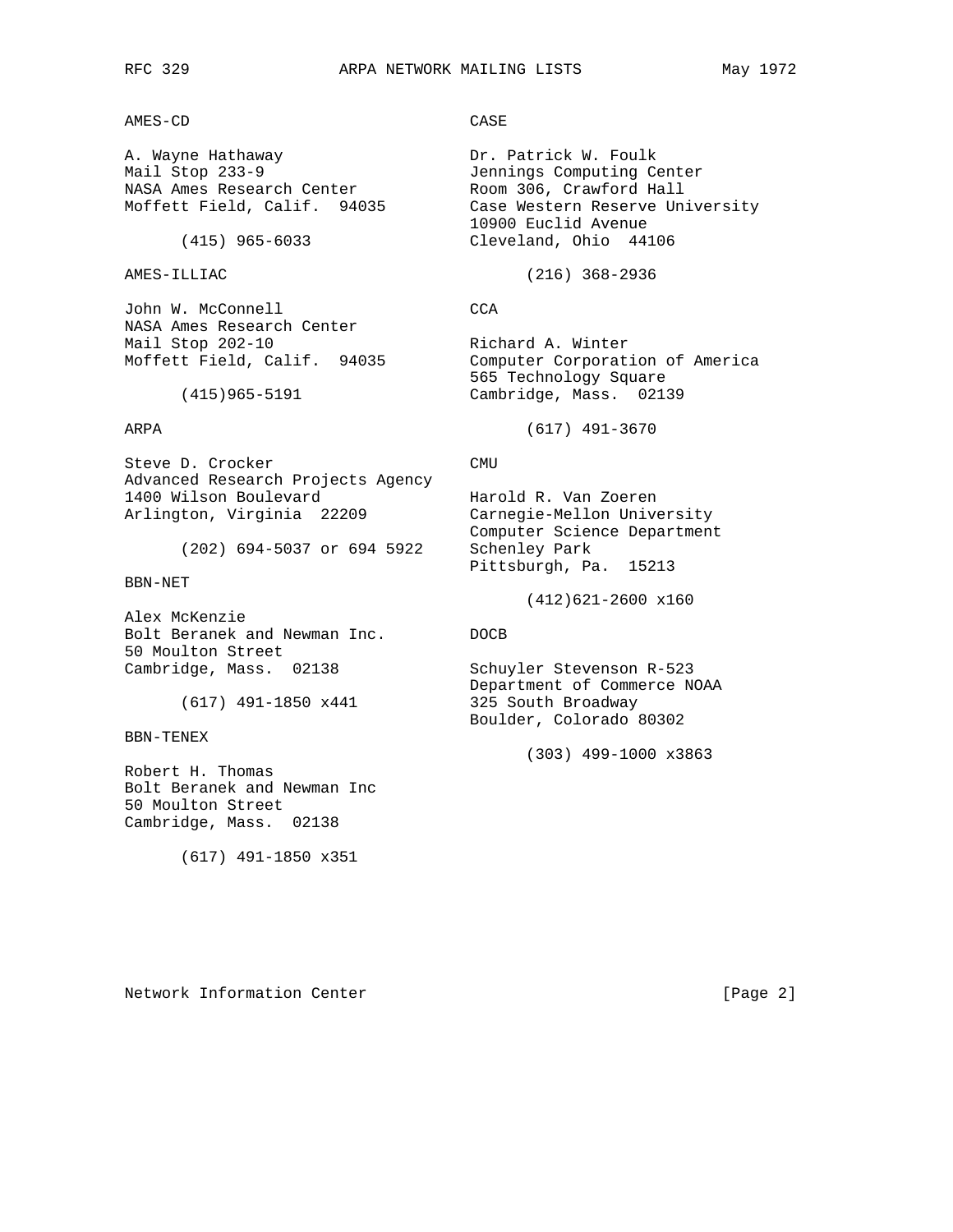AMES-CD

A. Wayne Hathaway
Mail Stop 233-9
NASA Ames Research Center
Moffett Field, Calif.  94035

(415) 965-6033

AMES-ILLIAC

John W. McConnell
NASA Ames Research Center
Mail Stop 202-10
Moffett Field, Calif.  94035

(415)965-5191

ARPA

Steve D. Crocker
Advanced Research Projects Agency
1400 Wilson Boulevard
Arlington, Virginia  22209

(202) 694-5037 or 694 5922

BBN-NET

Alex McKenzie
Bolt Beranek and Newman Inc.
50 Moulton Street
Cambridge, Mass.  02138

(617) 491-1850 x441

BBN-TENEX

Robert H. Thomas
Bolt Beranek and Newman Inc
50 Moulton Street
Cambridge, Mass.  02138

(617) 491-1850 x351

CASE

Dr. Patrick W. Foulk
Jennings Computing Center
Room 306, Crawford Hall
Case Western Reserve University
10900 Euclid Avenue
Cleveland, Ohio  44106

(216) 368-2936

CCA

Richard A. Winter
Computer Corporation of America
565 Technology Square
Cambridge, Mass.  02139

(617) 491-3670

CMU

Harold R. Van Zoeren
Carnegie-Mellon University
Computer Science Department
Schenley Park
Pittsburgh, Pa.  15213

(412)621-2600 x160

DOCB

Schuyler Stevenson R-523
Department of Commerce NOAA
325 South Broadway
Boulder, Colorado 80302

(303) 499-1000 x3863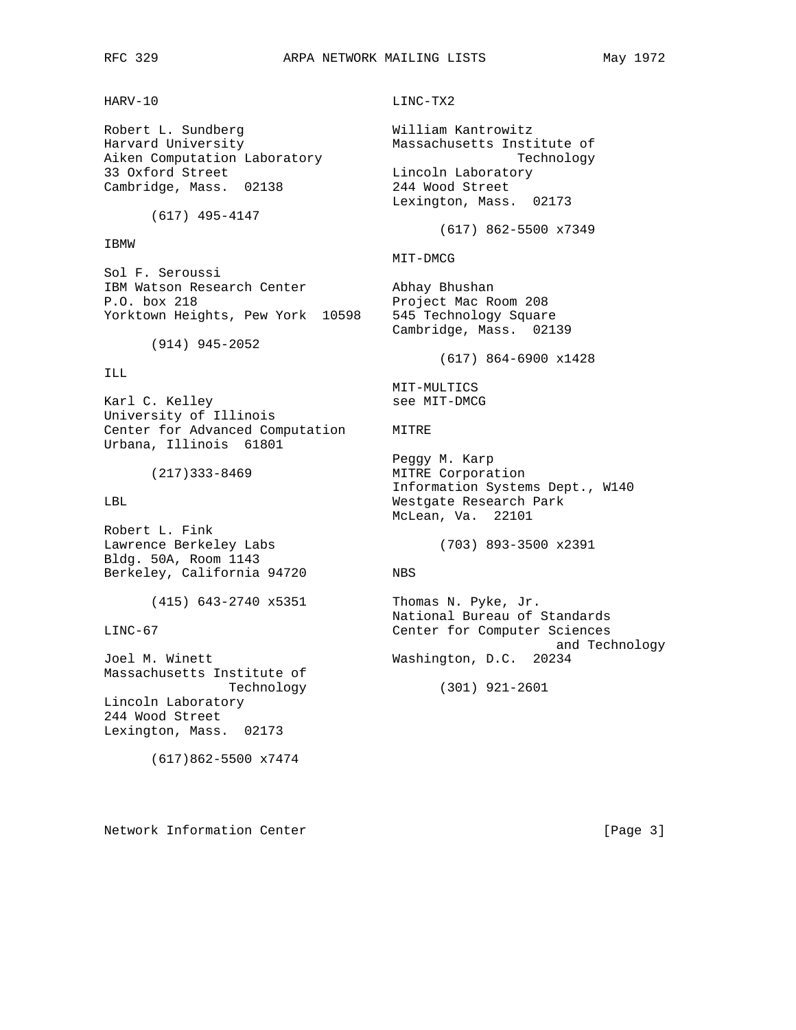HARV-10

Robert L. Sundberg
Harvard University
Aiken Computation Laboratory
33 Oxford Street
Cambridge, Mass.  02138

(617) 495-4147

IBMW

Sol F. Seroussi
IBM Watson Research Center
P.O. box 218
Yorktown Heights, Pew York  10598

(914) 945-2052

ILL

Karl C. Kelley
University of Illinois
Center for Advanced Computation
Urbana, Illinois  61801

(217)333-8469

LBL

Robert L. Fink
Lawrence Berkeley Labs
Bldg. 50A, Room 1143
Berkeley, California 94720

(415) 643-2740 x5351

LINC-67

Joel M. Winett
Massachusetts Institute of Technology
Lincoln Laboratory
244 Wood Street
Lexington, Mass.  02173

(617)862-5500 x7474

LINC-TX2

William Kantrowitz
Massachusetts Institute of Technology
Lincoln Laboratory
244 Wood Street
Lexington, Mass.  02173

(617) 862-5500 x7349

MIT-DMCG

Abhay Bhushan
Project Mac Room 208
545 Technology Square
Cambridge, Mass.  02139

(617) 864-6900 x1428

MIT-MULTICS
see MIT-DMCG

MITRE

Peggy M. Karp
MITRE Corporation
Information Systems Dept., W140
Westgate Research Park
McLean, Va.  22101

(703) 893-3500 x2391

NBS

Thomas N. Pyke, Jr.
National Bureau of Standards
Center for Computer Sciences and Technology
Washington, D.C.  20234

(301) 921-2601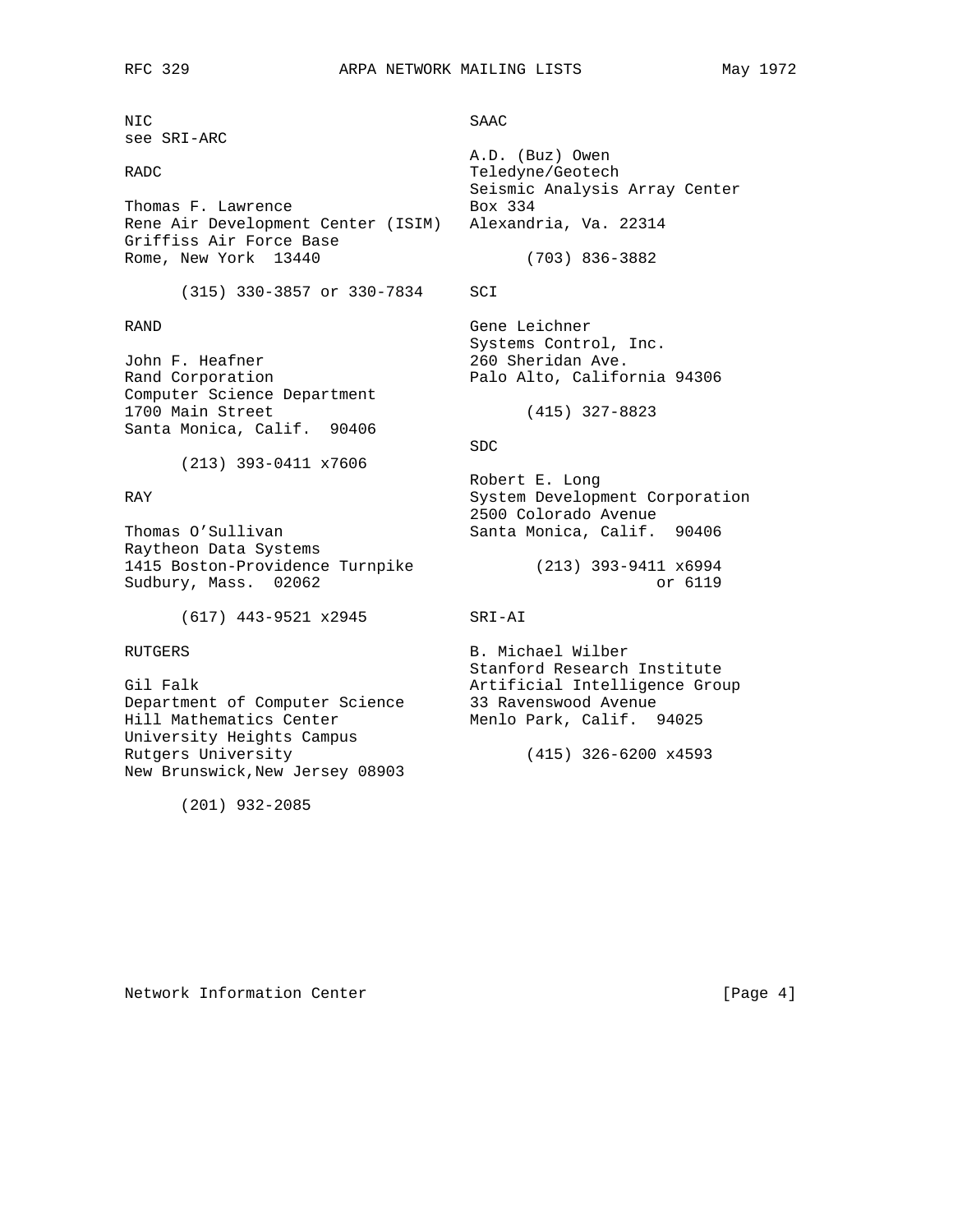NIC
see SRI-ARC

RADC

Thomas F. Lawrence
Rene Air Development Center (ISIM)
Griffiss Air Force Base
Rome, New York  13440

(315) 330-3857 or 330-7834

RAND

John F. Heafner
Rand Corporation
Computer Science Department
1700 Main Street
Santa Monica, Calif.  90406

(213) 393-0411 x7606

RAY

Thomas O'Sullivan
Raytheon Data Systems
1415 Boston-Providence Turnpike
Sudbury, Mass.  02062

(617) 443-9521 x2945

RUTGERS

Gil Falk
Department of Computer Science
Hill Mathematics Center
University Heights Campus
Rutgers University
New Brunswick,New Jersey 08903

(201) 932-2085

SAAC

A.D. (Buz) Owen
Teledyne/Geotech
Seismic Analysis Array Center
Box 334
Alexandria, Va. 22314

(703) 836-3882

SCI

Gene Leichner
Systems Control, Inc.
260 Sheridan Ave.
Palo Alto, California 94306

(415) 327-8823

SDC

Robert E. Long
System Development Corporation
2500 Colorado Avenue
Santa Monica, Calif.  90406

(213) 393-9411 x6994
or 6119

SRI-AI

B. Michael Wilber
Stanford Research Institute
Artificial Intelligence Group
33 Ravenswood Avenue
Menlo Park, Calif.  94025

(415) 326-6200 x4593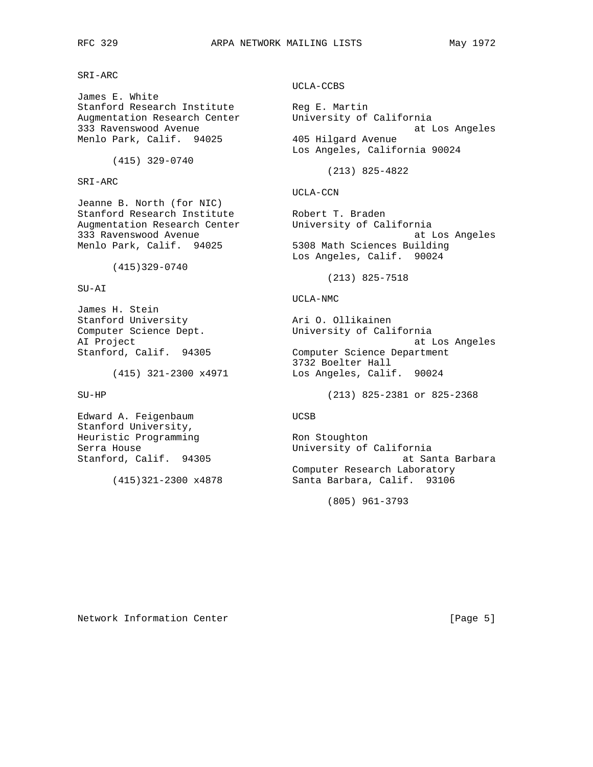SRI-ARC

James E. White
Stanford Research Institute
Augmentation Research Center
333 Ravenswood Avenue
Menlo Park, Calif. 94025

(415) 329-0740

SRI-ARC

Jeanne B. North (for NIC)
Stanford Research Institute
Augmentation Research Center
333 Ravenswood Avenue
Menlo Park, Calif. 94025

(415)329-0740

SU-AI

James H. Stein
Stanford University
Computer Science Dept.
AI Project
Stanford, Calif. 94305

(415) 321-2300 x4971

SU-HP

Edward A. Feigenbaum
Stanford University,
Heuristic Programming
Serra House
Stanford, Calif. 94305

(415)321-2300 x4878

UCLA-CCBS

Reg E. Martin
University of California
at Los Angeles
405 Hilgard Avenue
Los Angeles, California 90024

(213) 825-4822

UCLA-CCN

Robert T. Braden
University of California
at Los Angeles
5308 Math Sciences Building
Los Angeles, Calif. 90024

(213) 825-7518

UCLA-NMC

Ari O. Ollikainen
University of California
at Los Angeles
Computer Science Department
3732 Boelter Hall
Los Angeles, Calif. 90024

(213) 825-2381 or 825-2368

UCSB

Ron Stoughton
University of California
at Santa Barbara
Computer Research Laboratory
Santa Barbara, Calif. 93106

(805) 961-3793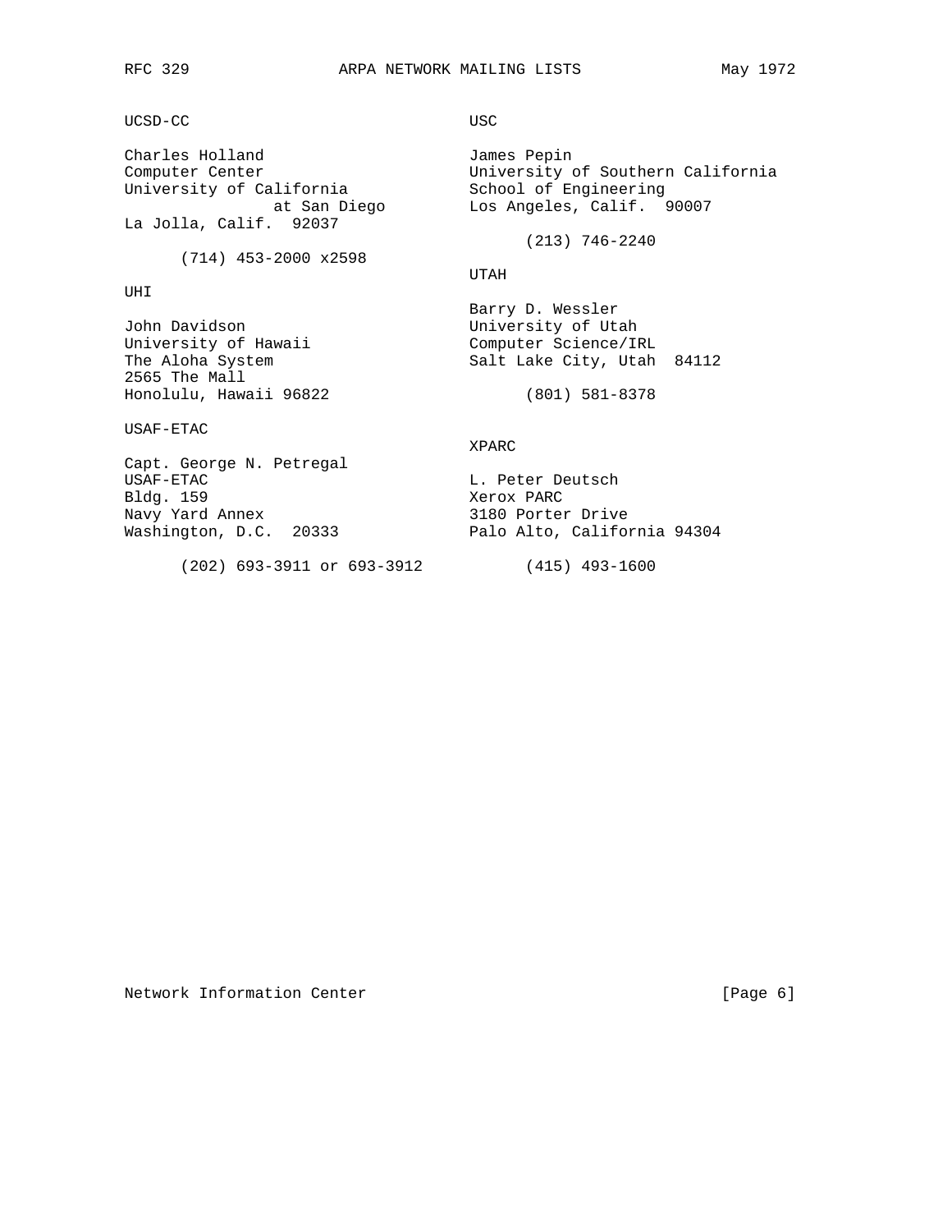UCSD-CC

Charles Holland
Computer Center
University of California
at San Diego
La Jolla, Calif.  92037

(714) 453-2000 x2598

UHI

John Davidson
University of Hawaii
The Aloha System
2565 The Mall
Honolulu, Hawaii 96822

USAF-ETAC

Capt. George N. Petregal
USAF-ETAC
Bldg. 159
Navy Yard Annex
Washington, D.C.  20333

(202) 693-3911 or 693-3912

USC

James Pepin
University of Southern California
School of Engineering
Los Angeles, Calif.  90007

(213) 746-2240

UTAH

Barry D. Wessler
University of Utah
Computer Science/IRL
Salt Lake City, Utah  84112

(801) 581-8378

XPARC

L. Peter Deutsch
Xerox PARC
3180 Porter Drive
Palo Alto, California 94304

(415) 493-1600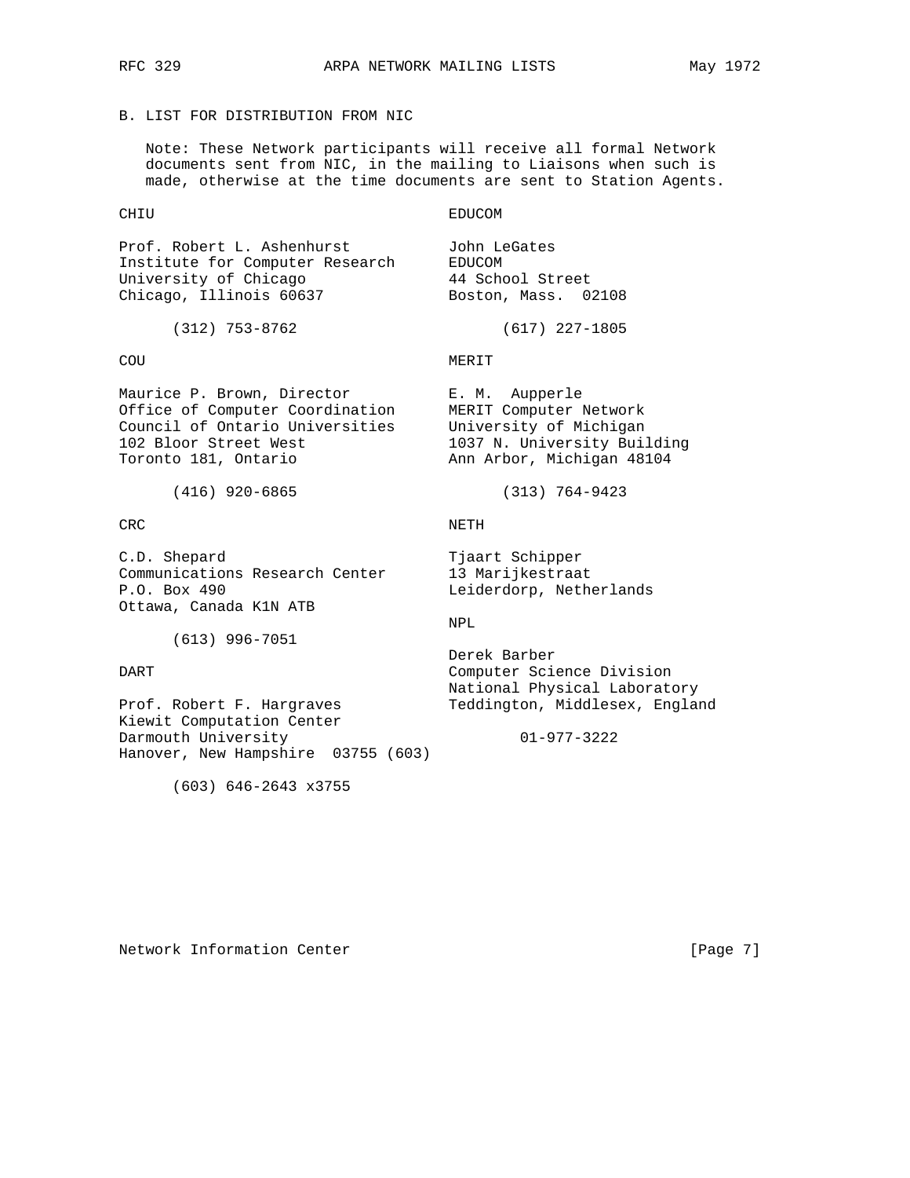## B. LIST FOR DISTRIBUTION FROM NIC

Note: These Network participants will receive all formal Network documents sent from NIC, in the mailing to Liaisons when such is made, otherwise at the time documents are sent to Station Agents.

CHIU

Prof. Robert L. Ashenhurst
Institute for Computer Research
University of Chicago
Chicago, Illinois 60637

(312) 753-8762

COU

Maurice P. Brown, Director
Office of Computer Coordination
Council of Ontario Universities
102 Bloor Street West
Toronto 181, Ontario

(416) 920-6865

CRC

C.D. Shepard
Communications Research Center
P.O. Box 490
Ottawa, Canada K1N ATB

(613) 996-7051

DART

Prof. Robert F. Hargraves
Kiewit Computation Center
Darmouth University
Hanover, New Hampshire 03755 (603)

(603) 646-2643 x3755

EDUCOM

John LeGates
EDUCOM
44 School Street
Boston, Mass. 02108

(617) 227-1805

MERIT

E. M. Aupperle
MERIT Computer Network
University of Michigan
1037 N. University Building
Ann Arbor, Michigan 48104

(313) 764-9423

NETH

Tjaart Schipper
13 Marijkestraat
Leiderdorp, Netherlands

NPL

Derek Barber
Computer Science Division
National Physical Laboratory
Teddington, Middlesex, England

01-977-3222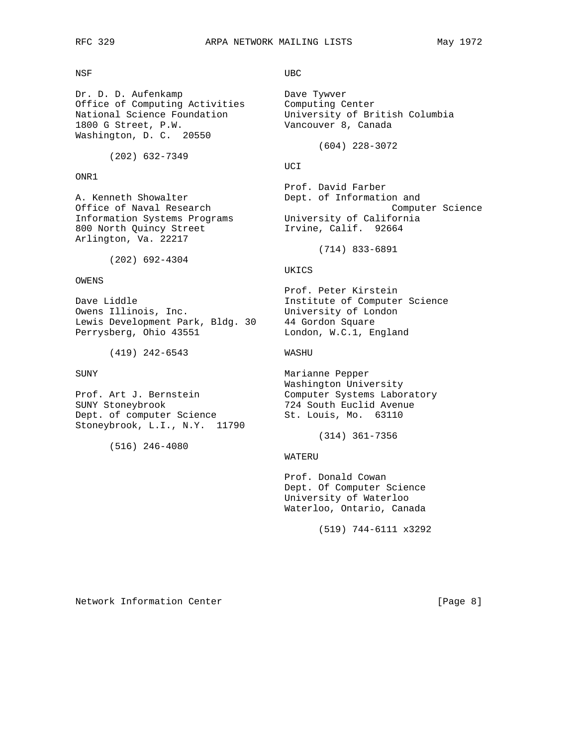NSF

Dr. D. D. Aufenkamp
Office of Computing Activities
National Science Foundation
1800 G Street, P.W.
Washington, D. C.  20550

(202) 632-7349

ONR1

A. Kenneth Showalter
Office of Naval Research
Information Systems Programs
800 North Quincy Street
Arlington, Va. 22217

(202) 692-4304

OWENS

Dave Liddle
Owens Illinois, Inc.
Lewis Development Park, Bldg. 30
Perrysberg, Ohio 43551

(419) 242-6543

SUNY

Prof. Art J. Bernstein
SUNY Stoneybrook
Dept. of computer Science
Stoneybrook, L.I., N.Y.  11790

(516) 246-4080

UBC

Dave Tywver
Computing Center
University of British Columbia
Vancouver 8, Canada

(604) 228-3072

UCI

Prof. David Farber
Dept. of Information and Computer Science
University of California
Irvine, Calif.  92664

(714) 833-6891

UKICS

Prof. Peter Kirstein
Institute of Computer Science
University of London
44 Gordon Square
London, W.C.1, England

WASHU

Marianne Pepper
Washington University
Computer Systems Laboratory
724 South Euclid Avenue
St. Louis, Mo.  63110

(314) 361-7356

WATERU

Prof. Donald Cowan
Dept. Of Computer Science
University of Waterloo
Waterloo, Ontario, Canada

(519) 744-6111 x3292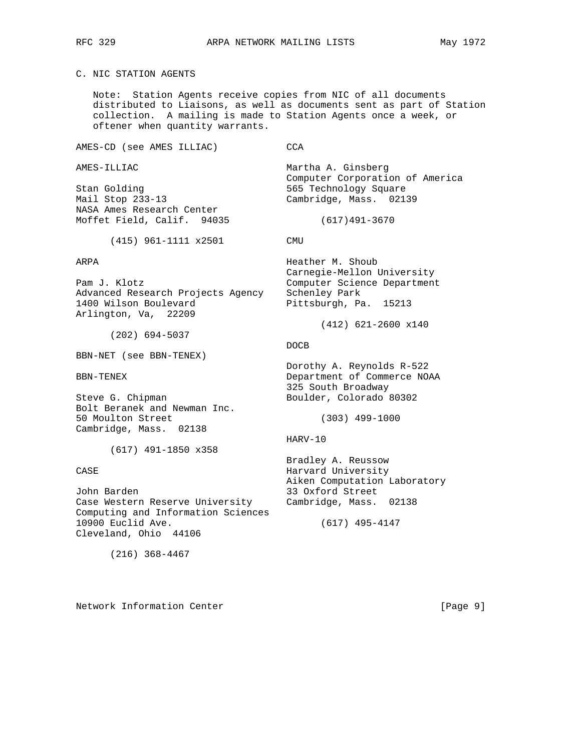## C. NIC STATION AGENTS

Note: Station Agents receive copies from NIC of all documents distributed to Liaisons, as well as documents sent as part of Station collection. A mailing is made to Station Agents once a week, or oftener when quantity warrants.

AMES-CD (see AMES ILLIAC)

AMES-ILLIAC

Stan Golding
Mail Stop 233-13
NASA Ames Research Center
Moffet Field, Calif. 94035

(415) 961-1111 x2501

ARPA

Pam J. Klotz
Advanced Research Projects Agency
1400 Wilson Boulevard
Arlington, Va, 22209

(202) 694-5037

BBN-NET (see BBN-TENEX)

BBN-TENEX

Steve G. Chipman
Bolt Beranek and Newman Inc.
50 Moulton Street
Cambridge, Mass. 02138

(617) 491-1850 x358

CASE

John Barden
Case Western Reserve University
Computing and Information Sciences
10900 Euclid Ave.
Cleveland, Ohio 44106

(216) 368-4467

CCA

Martha A. Ginsberg
Computer Corporation of America
565 Technology Square
Cambridge, Mass. 02139

(617)491-3670

CMU

Heather M. Shoub
Carnegie-Mellon University
Computer Science Department
Schenley Park
Pittsburgh, Pa. 15213

(412) 621-2600 x140

DOCB

Dorothy A. Reynolds R-522
Department of Commerce NOAA
325 South Broadway
Boulder, Colorado 80302

(303) 499-1000

HARV-10

Bradley A. Reussow
Harvard University
Aiken Computation Laboratory
33 Oxford Street
Cambridge, Mass. 02138

(617) 495-4147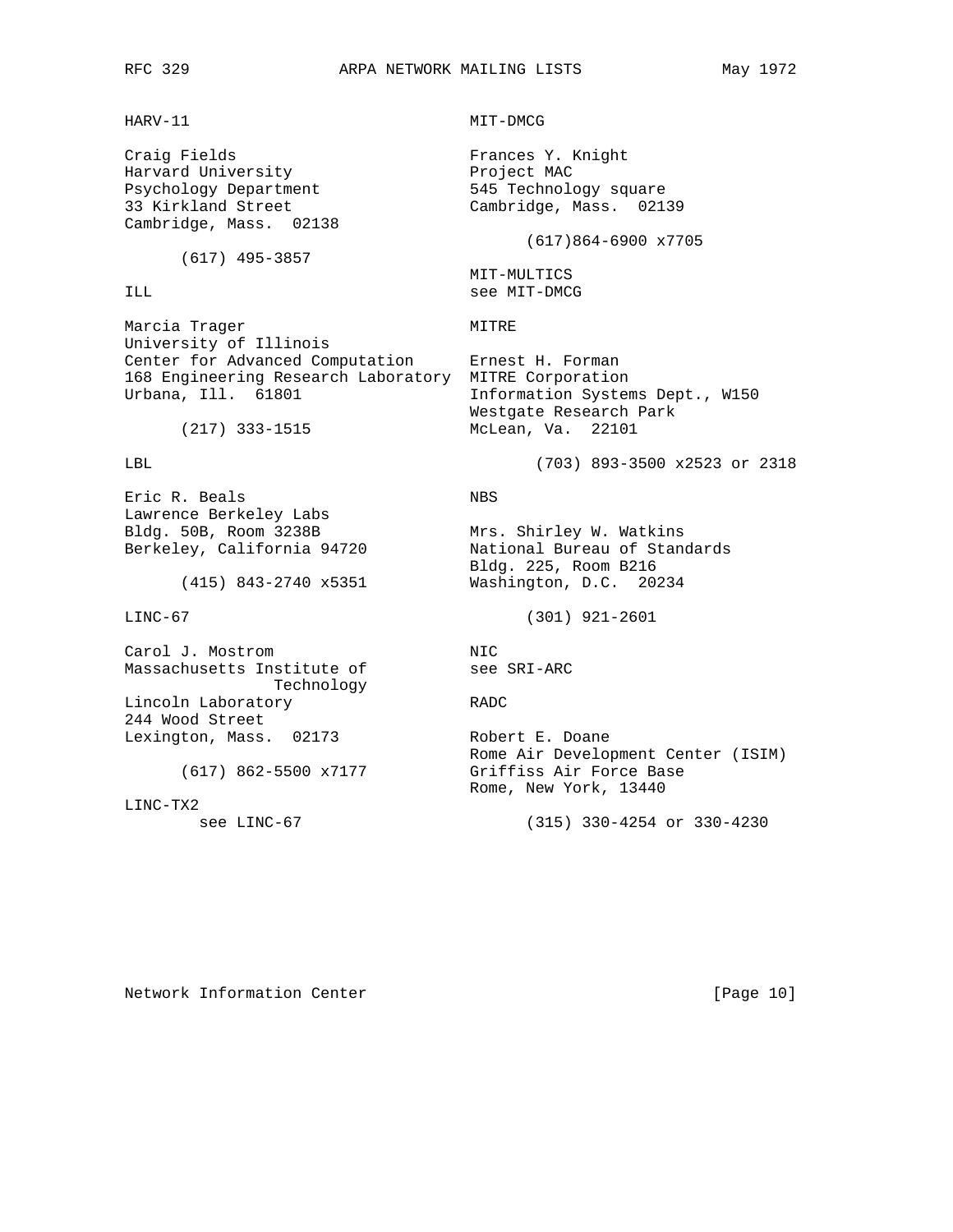HARV-11

Craig Fields
Harvard University
Psychology Department
33 Kirkland Street
Cambridge, Mass.  02138

(617) 495-3857

ILL

Marcia Trager
University of Illinois
Center for Advanced Computation
168 Engineering Research Laboratory
Urbana, Ill.  61801

(217) 333-1515

LBL

Eric R. Beals
Lawrence Berkeley Labs
Bldg. 50B, Room 3238B
Berkeley, California 94720

(415) 843-2740 x5351

LINC-67

Carol J. Mostrom
Massachusetts Institute of Technology
Lincoln Laboratory
244 Wood Street
Lexington, Mass.  02173

(617) 862-5500 x7177

LINC-TX2
see LINC-67

MIT-DMCG

Frances Y. Knight
Project MAC
545 Technology square
Cambridge, Mass.  02139

(617)864-6900 x7705

MIT-MULTICS
see MIT-DMCG

MITRE

Ernest H. Forman
MITRE Corporation
Information Systems Dept., W150
Westgate Research Park
McLean, Va.  22101

(703) 893-3500 x2523 or 2318

NBS

Mrs. Shirley W. Watkins
National Bureau of Standards
Bldg. 225, Room B216
Washington, D.C.  20234

(301) 921-2601

NIC
see SRI-ARC

RADC

Robert E. Doane
Rome Air Development Center (ISIM)
Griffiss Air Force Base
Rome, New York, 13440

(315) 330-4254 or 330-4230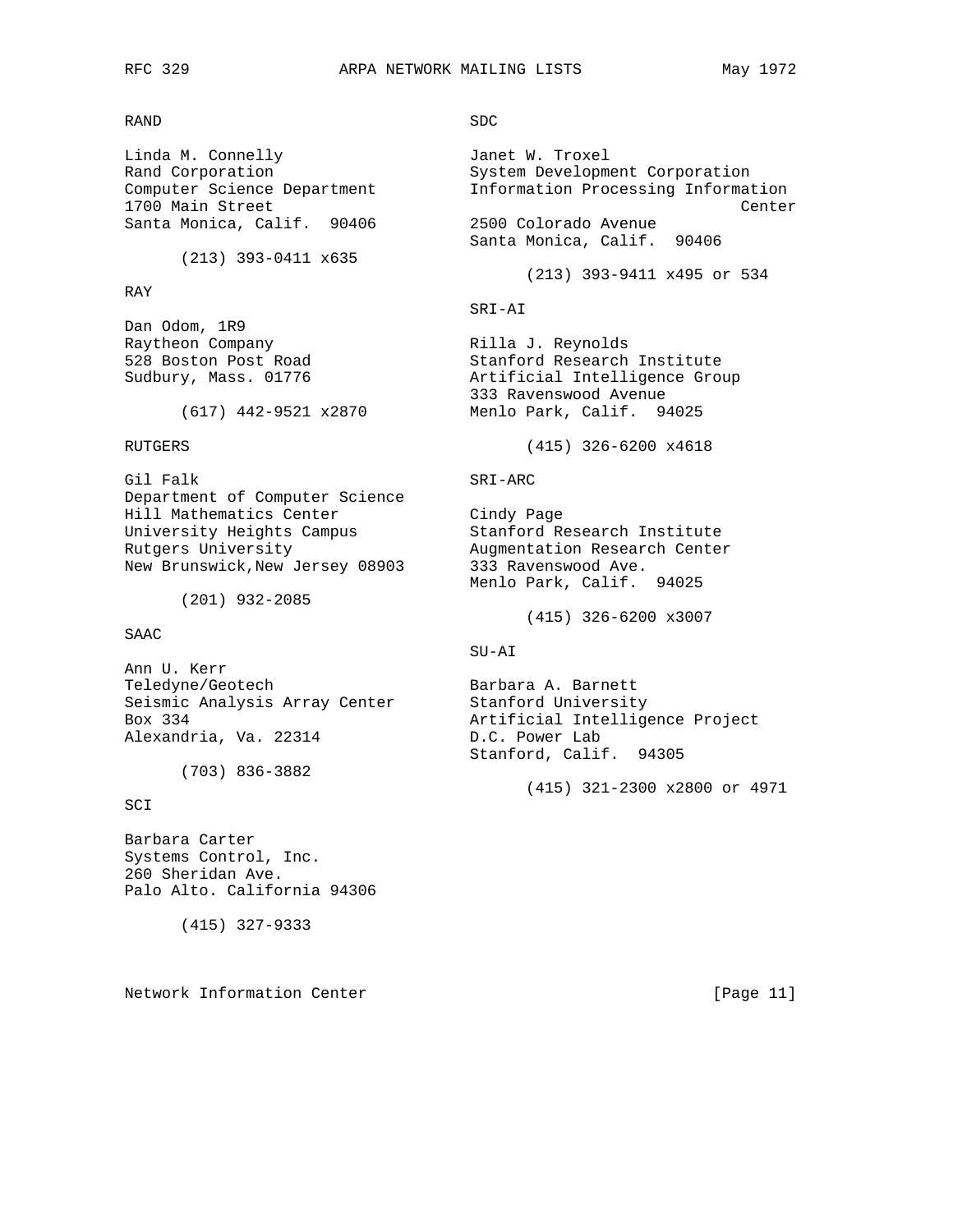RAND

Linda M. Connelly
Rand Corporation
Computer Science Department
1700 Main Street
Santa Monica, Calif. 90406

(213) 393-0411 x635

RAY

Dan Odom, 1R9
Raytheon Company
528 Boston Post Road
Sudbury, Mass. 01776

(617) 442-9521 x2870

RUTGERS

Gil Falk
Department of Computer Science
Hill Mathematics Center
University Heights Campus
Rutgers University
New Brunswick,New Jersey 08903

(201) 932-2085

SAAC

Ann U. Kerr
Teledyne/Geotech
Seismic Analysis Array Center
Box 334
Alexandria, Va. 22314

(703) 836-3882

SCI

Barbara Carter
Systems Control, Inc.
260 Sheridan Ave.
Palo Alto. California 94306

(415) 327-9333

SDC

Janet W. Troxel
System Development Corporation
Information Processing Information Center
2500 Colorado Avenue
Santa Monica, Calif. 90406

(213) 393-9411 x495 or 534

SRI-AI

Rilla J. Reynolds
Stanford Research Institute
Artificial Intelligence Group
333 Ravenswood Avenue
Menlo Park, Calif. 94025

(415) 326-6200 x4618

SRI-ARC

Cindy Page
Stanford Research Institute
Augmentation Research Center
333 Ravenswood Ave.
Menlo Park, Calif. 94025

(415) 326-6200 x3007

SU-AI

Barbara A. Barnett
Stanford University
Artificial Intelligence Project
D.C. Power Lab
Stanford, Calif. 94305

(415) 321-2300 x2800 or 4971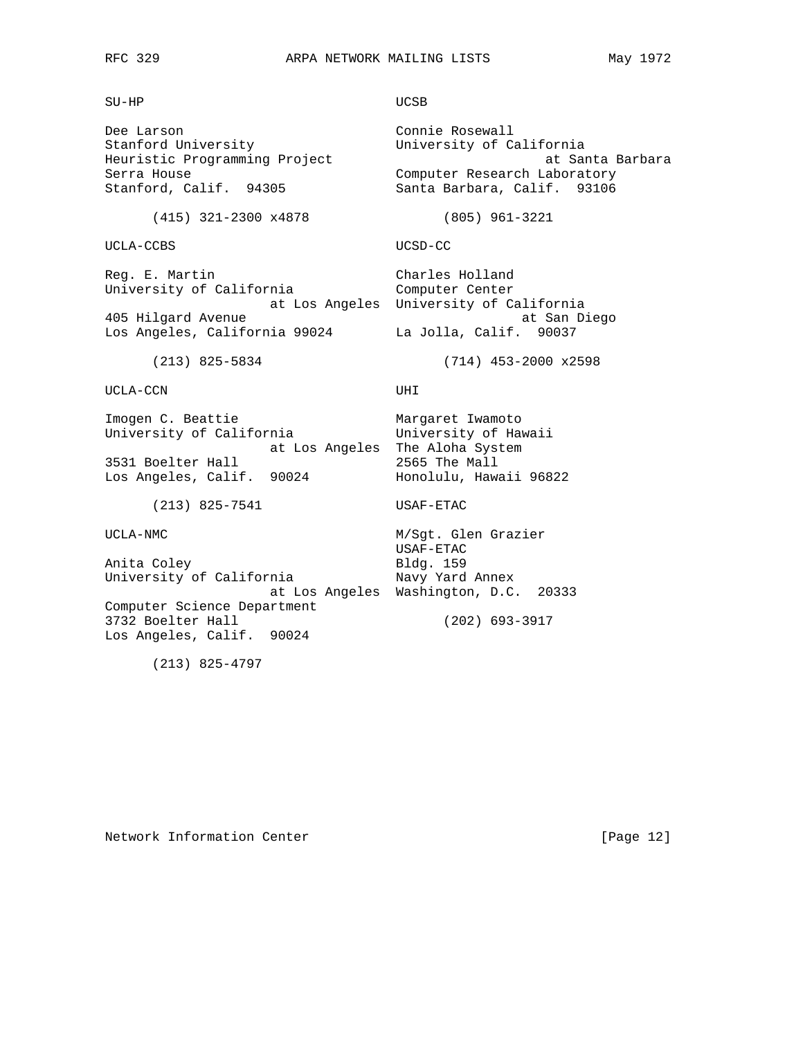SU-HP

Dee Larson
Stanford University
Heuristic Programming Project
Serra House
Stanford, Calif. 94305

(415) 321-2300 x4878

UCLA-CCBS

Reg. E. Martin
University of California
at Los Angeles
405 Hilgard Avenue
Los Angeles, California 99024

(213) 825-5834

UCLA-CCN

Imogen C. Beattie
University of California
at Los Angeles
3531 Boelter Hall
Los Angeles, Calif. 90024

(213) 825-7541

UCLA-NMC

Anita Coley
University of California
at Los Angeles
Computer Science Department
3732 Boelter Hall
Los Angeles, Calif. 90024

(213) 825-4797

UCSB

Connie Rosewall
University of California
at Santa Barbara
Computer Research Laboratory
Santa Barbara, Calif. 93106

(805) 961-3221

UCSD-CC

Charles Holland
Computer Center
University of California
at San Diego
La Jolla, Calif. 90037

(714) 453-2000 x2598

UHI

Margaret Iwamoto
University of Hawaii
The Aloha System
2565 The Mall
Honolulu, Hawaii 96822

USAF-ETAC

M/Sgt. Glen Grazier
USAF-ETAC
Bldg. 159
Navy Yard Annex
Washington, D.C. 20333

(202) 693-3917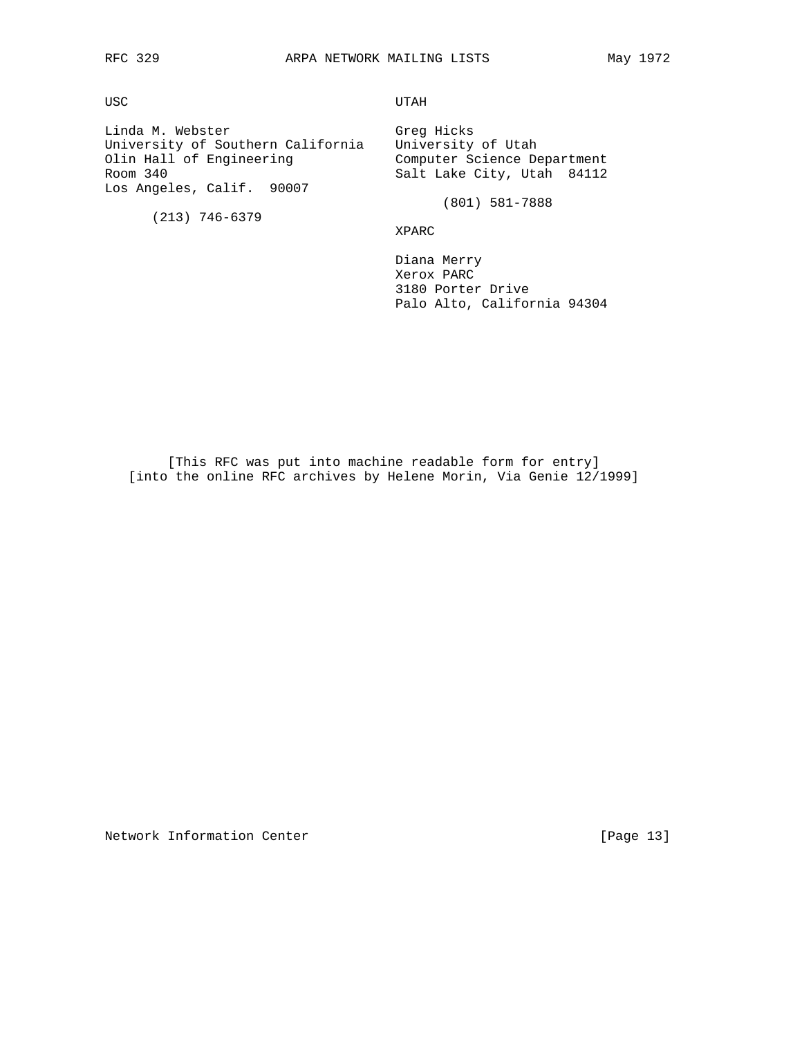USC

Linda M. Webster
University of Southern California
Olin Hall of Engineering
Room 340
Los Angeles, Calif. 90007

(213) 746-6379

UTAH

Greg Hicks
University of Utah
Computer Science Department
Salt Lake City, Utah 84112

(801) 581-7888

XPARC

Diana Merry
Xerox PARC
3180 Porter Drive
Palo Alto, California 94304

[This RFC was put into machine readable form for entry]
[into the online RFC archives by Helene Morin, Via Genie 12/1999]